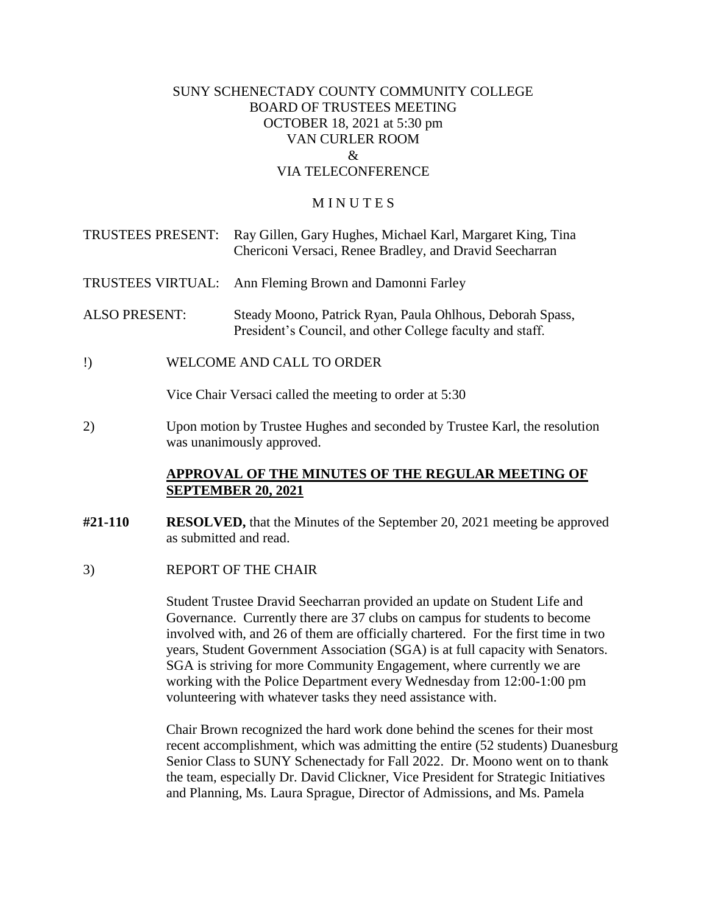SUNY SCHENECTADY COUNTY COMMUNITY COLLEGE
BOARD OF TRUSTEES MEETING
OCTOBER 18, 2021 at 5:30 pm
VAN CURLER ROOM
&
VIA TELECONFERENCE

M I N U T E S

TRUSTEES PRESENT: Ray Gillen, Gary Hughes, Michael Karl, Margaret King, Tina Chericoni Versaci, Renee Bradley, and Dravid Seecharran

TRUSTEES VIRTUAL: Ann Fleming Brown and Damonni Farley

ALSO PRESENT: Steady Moono, Patrick Ryan, Paula Ohlhous, Deborah Spass, President's Council, and other College faculty and staff.

!) WELCOME AND CALL TO ORDER

Vice Chair Versaci called the meeting to order at 5:30

2) Upon motion by Trustee Hughes and seconded by Trustee Karl, the resolution was unanimously approved.

**APPROVAL OF THE MINUTES OF THE REGULAR MEETING OF SEPTEMBER 20, 2021**

**#21-110** **RESOLVED,** that the Minutes of the September 20, 2021 meeting be approved as submitted and read.

3) REPORT OF THE CHAIR

Student Trustee Dravid Seecharran provided an update on Student Life and Governance. Currently there are 37 clubs on campus for students to become involved with, and 26 of them are officially chartered. For the first time in two years, Student Government Association (SGA) is at full capacity with Senators. SGA is striving for more Community Engagement, where currently we are working with the Police Department every Wednesday from 12:00-1:00 pm volunteering with whatever tasks they need assistance with.

Chair Brown recognized the hard work done behind the scenes for their most recent accomplishment, which was admitting the entire (52 students) Duanesburg Senior Class to SUNY Schenectady for Fall 2022. Dr. Moono went on to thank the team, especially Dr. David Clickner, Vice President for Strategic Initiatives and Planning, Ms. Laura Sprague, Director of Admissions, and Ms. Pamela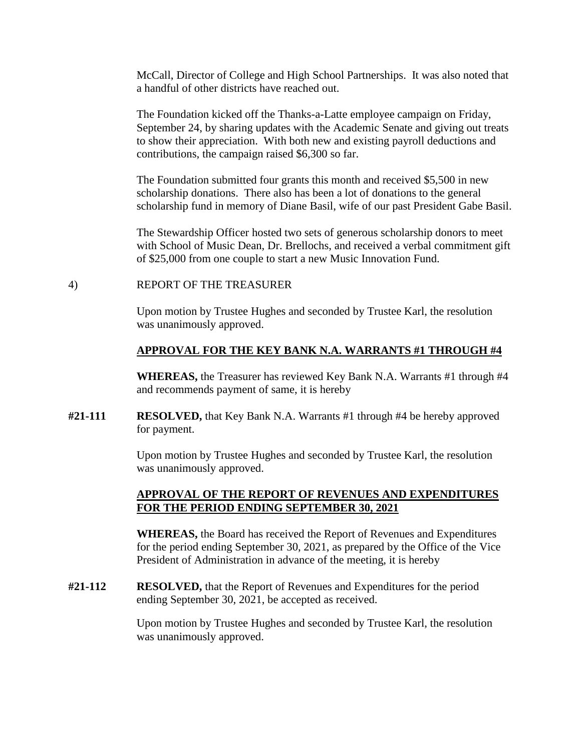McCall, Director of College and High School Partnerships. It was also noted that a handful of other districts have reached out.

The Foundation kicked off the Thanks-a-Latte employee campaign on Friday, September 24, by sharing updates with the Academic Senate and giving out treats to show their appreciation. With both new and existing payroll deductions and contributions, the campaign raised $6,300 so far.

The Foundation submitted four grants this month and received $5,500 in new scholarship donations. There also has been a lot of donations to the general scholarship fund in memory of Diane Basil, wife of our past President Gabe Basil.

The Stewardship Officer hosted two sets of generous scholarship donors to meet with School of Music Dean, Dr. Brellochs, and received a verbal commitment gift of $25,000 from one couple to start a new Music Innovation Fund.

4) REPORT OF THE TREASURER

Upon motion by Trustee Hughes and seconded by Trustee Karl, the resolution was unanimously approved.

**APPROVAL FOR THE KEY BANK N.A. WARRANTS #1 THROUGH #4**

**WHEREAS,** the Treasurer has reviewed Key Bank N.A. Warrants #1 through #4 and recommends payment of same, it is hereby

**#21-111** **RESOLVED,** that Key Bank N.A. Warrants #1 through #4 be hereby approved for payment.

Upon motion by Trustee Hughes and seconded by Trustee Karl, the resolution was unanimously approved.

**APPROVAL OF THE REPORT OF REVENUES AND EXPENDITURES FOR THE PERIOD ENDING SEPTEMBER 30, 2021**

**WHEREAS,** the Board has received the Report of Revenues and Expenditures for the period ending September 30, 2021, as prepared by the Office of the Vice President of Administration in advance of the meeting, it is hereby

**#21-112** **RESOLVED,** that the Report of Revenues and Expenditures for the period ending September 30, 2021, be accepted as received.

Upon motion by Trustee Hughes and seconded by Trustee Karl, the resolution was unanimously approved.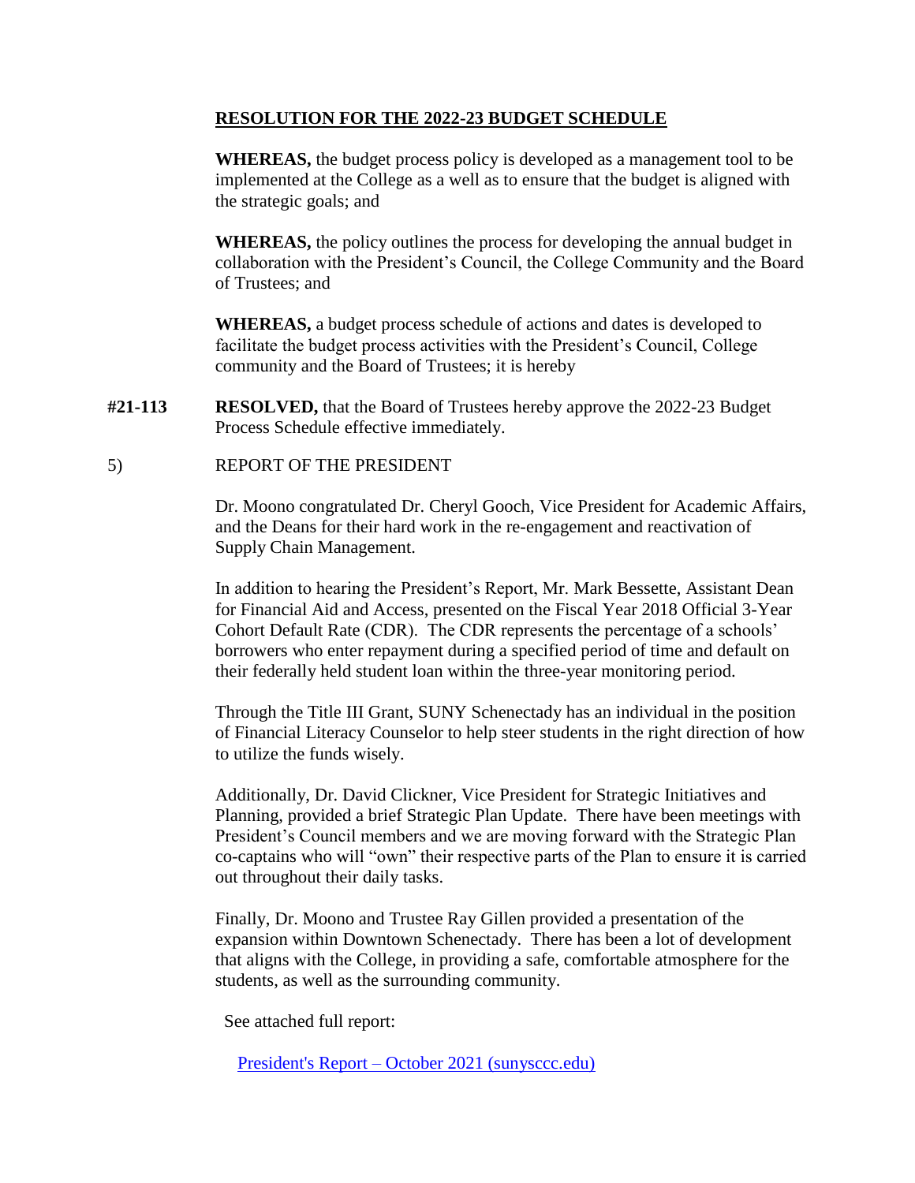## RESOLUTION FOR THE 2022-23 BUDGET SCHEDULE

**WHEREAS,** the budget process policy is developed as a management tool to be implemented at the College as a well as to ensure that the budget is aligned with the strategic goals; and

**WHEREAS,** the policy outlines the process for developing the annual budget in collaboration with the President's Council, the College Community and the Board of Trustees; and

**WHEREAS,** a budget process schedule of actions and dates is developed to facilitate the budget process activities with the President's Council, College community and the Board of Trustees; it is hereby

**#21-113** **RESOLVED,** that the Board of Trustees hereby approve the 2022-23 Budget Process Schedule effective immediately.

5) REPORT OF THE PRESIDENT

Dr. Moono congratulated Dr. Cheryl Gooch, Vice President for Academic Affairs, and the Deans for their hard work in the re-engagement and reactivation of Supply Chain Management.

In addition to hearing the President's Report, Mr. Mark Bessette, Assistant Dean for Financial Aid and Access, presented on the Fiscal Year 2018 Official 3-Year Cohort Default Rate (CDR). The CDR represents the percentage of a schools' borrowers who enter repayment during a specified period of time and default on their federally held student loan within the three-year monitoring period.

Through the Title III Grant, SUNY Schenectady has an individual in the position of Financial Literacy Counselor to help steer students in the right direction of how to utilize the funds wisely.

Additionally, Dr. David Clickner, Vice President for Strategic Initiatives and Planning, provided a brief Strategic Plan Update. There have been meetings with President's Council members and we are moving forward with the Strategic Plan co-captains who will "own" their respective parts of the Plan to ensure it is carried out throughout their daily tasks.

Finally, Dr. Moono and Trustee Ray Gillen provided a presentation of the expansion within Downtown Schenectady. There has been a lot of development that aligns with the College, in providing a safe, comfortable atmosphere for the students, as well as the surrounding community.

See attached full report:

President's Report – October 2021 (sunysccc.edu)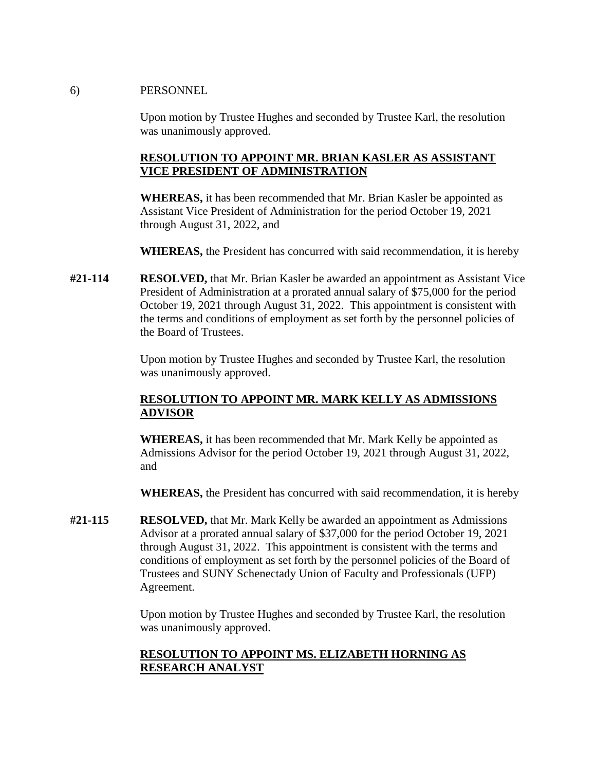6) PERSONNEL

Upon motion by Trustee Hughes and seconded by Trustee Karl, the resolution was unanimously approved.

**RESOLUTION TO APPOINT MR. BRIAN KASLER AS ASSISTANT VICE PRESIDENT OF ADMINISTRATION**

**WHEREAS,** it has been recommended that Mr. Brian Kasler be appointed as Assistant Vice President of Administration for the period October 19, 2021 through August 31, 2022, and

**WHEREAS,** the President has concurred with said recommendation, it is hereby

**#21-114** **RESOLVED,** that Mr. Brian Kasler be awarded an appointment as Assistant Vice President of Administration at a prorated annual salary of $75,000 for the period October 19, 2021 through August 31, 2022. This appointment is consistent with the terms and conditions of employment as set forth by the personnel policies of the Board of Trustees.

Upon motion by Trustee Hughes and seconded by Trustee Karl, the resolution was unanimously approved.

**RESOLUTION TO APPOINT MR. MARK KELLY AS ADMISSIONS ADVISOR**

**WHEREAS,** it has been recommended that Mr. Mark Kelly be appointed as Admissions Advisor for the period October 19, 2021 through August 31, 2022, and

**WHEREAS,** the President has concurred with said recommendation, it is hereby

**#21-115** **RESOLVED,** that Mr. Mark Kelly be awarded an appointment as Admissions Advisor at a prorated annual salary of $37,000 for the period October 19, 2021 through August 31, 2022. This appointment is consistent with the terms and conditions of employment as set forth by the personnel policies of the Board of Trustees and SUNY Schenectady Union of Faculty and Professionals (UFP) Agreement.

Upon motion by Trustee Hughes and seconded by Trustee Karl, the resolution was unanimously approved.

**RESOLUTION TO APPOINT MS. ELIZABETH HORNING AS RESEARCH ANALYST**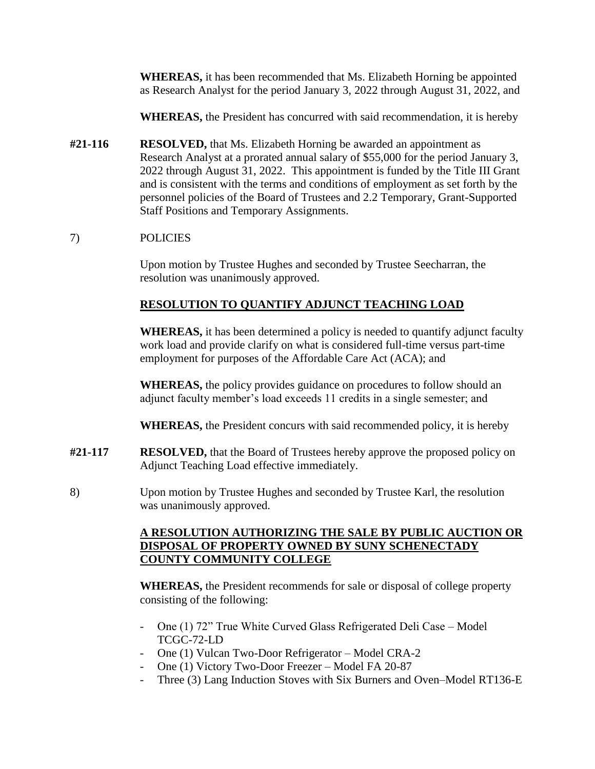**WHEREAS,** it has been recommended that Ms. Elizabeth Horning be appointed as Research Analyst for the period January 3, 2022 through August 31, 2022, and

**WHEREAS,** the President has concurred with said recommendation, it is hereby

**#21-116** **RESOLVED,** that Ms. Elizabeth Horning be awarded an appointment as Research Analyst at a prorated annual salary of $55,000 for the period January 3, 2022 through August 31, 2022. This appointment is funded by the Title III Grant and is consistent with the terms and conditions of employment as set forth by the personnel policies of the Board of Trustees and 2.2 Temporary, Grant-Supported Staff Positions and Temporary Assignments.

7) POLICIES

Upon motion by Trustee Hughes and seconded by Trustee Seecharran, the resolution was unanimously approved.

**RESOLUTION TO QUANTIFY ADJUNCT TEACHING LOAD**

**WHEREAS,** it has been determined a policy is needed to quantify adjunct faculty work load and provide clarify on what is considered full-time versus part-time employment for purposes of the Affordable Care Act (ACA); and

**WHEREAS,** the policy provides guidance on procedures to follow should an adjunct faculty member's load exceeds 11 credits in a single semester; and

**WHEREAS,** the President concurs with said recommended policy, it is hereby

**#21-117** **RESOLVED,** that the Board of Trustees hereby approve the proposed policy on Adjunct Teaching Load effective immediately.

8) Upon motion by Trustee Hughes and seconded by Trustee Karl, the resolution was unanimously approved.

**A RESOLUTION AUTHORIZING THE SALE BY PUBLIC AUCTION OR DISPOSAL OF PROPERTY OWNED BY SUNY SCHENECTADY COUNTY COMMUNITY COLLEGE**

**WHEREAS,** the President recommends for sale or disposal of college property consisting of the following:

- One (1) 72" True White Curved Glass Refrigerated Deli Case – Model TCGC-72-LD
- One (1) Vulcan Two-Door Refrigerator – Model CRA-2
- One (1) Victory Two-Door Freezer – Model FA 20-87
- Three (3) Lang Induction Stoves with Six Burners and Oven–Model RT136-E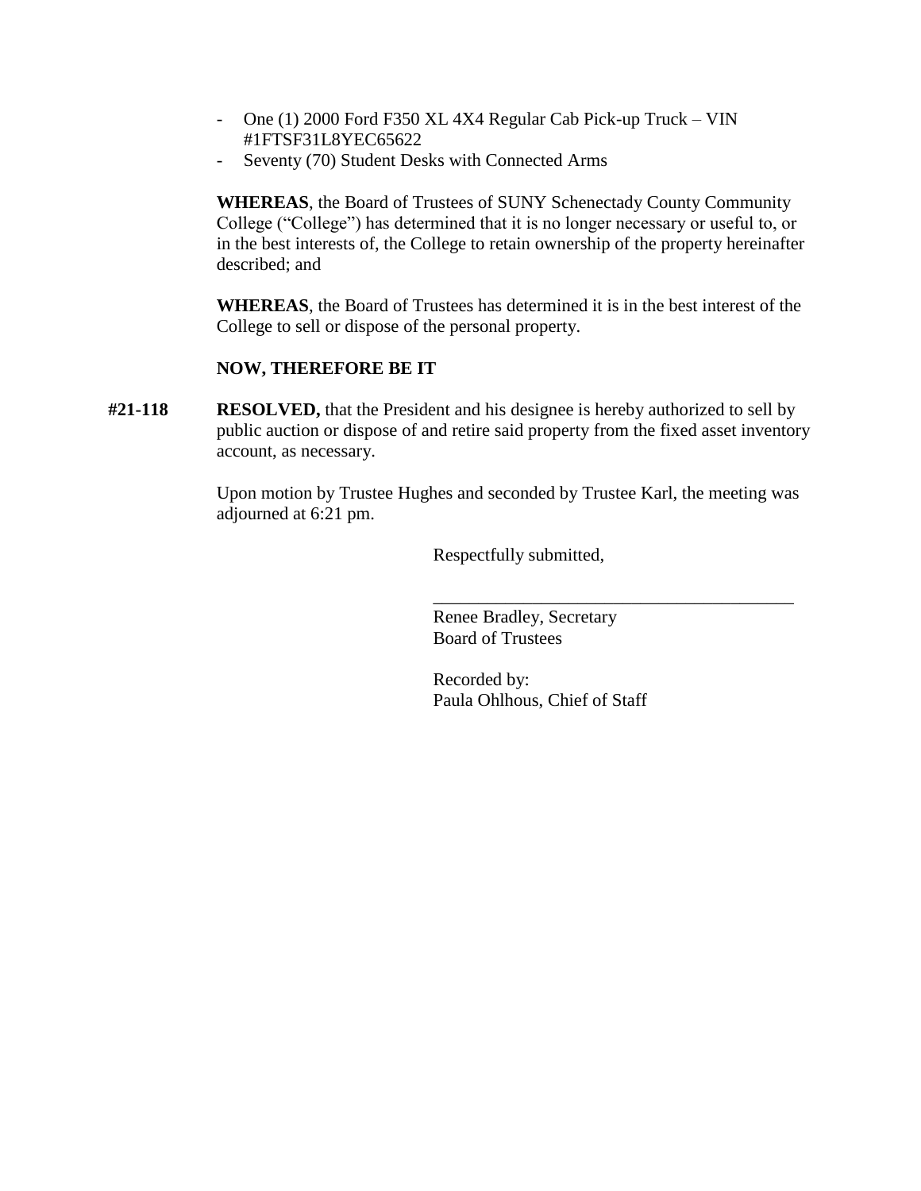- One (1) 2000 Ford F350 XL 4X4 Regular Cab Pick-up Truck – VIN #1FTSF31L8YEC65622
- Seventy (70) Student Desks with Connected Arms

**WHEREAS**, the Board of Trustees of SUNY Schenectady County Community College ("College") has determined that it is no longer necessary or useful to, or in the best interests of, the College to retain ownership of the property hereinafter described; and

**WHEREAS**, the Board of Trustees has determined it is in the best interest of the College to sell or dispose of the personal property.

**NOW, THEREFORE BE IT**

**#21-118** **RESOLVED,** that the President and his designee is hereby authorized to sell by public auction or dispose of and retire said property from the fixed asset inventory account, as necessary.

Upon motion by Trustee Hughes and seconded by Trustee Karl, the meeting was adjourned at 6:21 pm.

Respectfully submitted,

\_\_\_\_\_\_\_\_\_\_\_\_\_\_\_\_\_\_\_\_\_\_\_\_\_\_\_\_\_\_\_\_\_\_\_\_\_\_\_\_

Renee Bradley, Secretary
Board of Trustees

Recorded by:
Paula Ohlhous, Chief of Staff